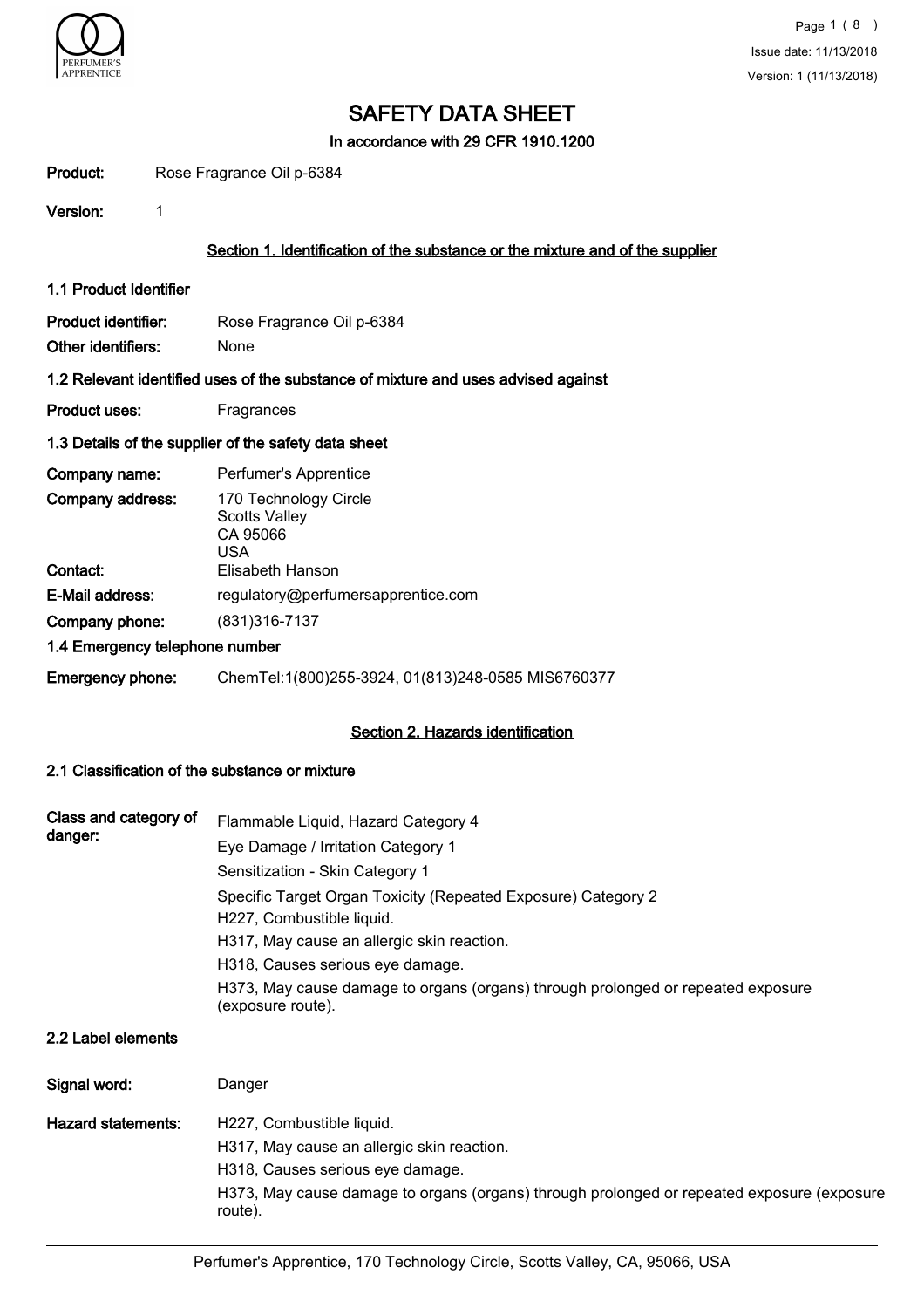# SAFETY DATA SHEET

**In accordance with 29 CFR 1910.1200**

**Product:** Rose Fragrance Oil p-6384

**Version:** 1

## Section 1. Identification of the substance or the mixture and of the supplier

### 1.1 Product Identifier

**Product identifier:** Rose Fragrance Oil p-6384

**Other identifiers:** None

### 1.2 Relevant identified uses of the substance of mixture and uses advised against

**Product uses:** Fragrances

### 1.3 Details of the supplier of the safety data sheet

**Company name:** Perfumer's Apprentice

**Company address:** 170 Technology Circle
Scotts Valley
CA 95066
USA

**Contact:** Elisabeth Hanson

**E-Mail address:** regulatory@perfumersapprentice.com

**Company phone:** (831)316-7137

### 1.4 Emergency telephone number

**Emergency phone:** ChemTel:1(800)255-3924, 01(813)248-0585 MIS6760377

## Section 2. Hazards identification

### 2.1 Classification of the substance or mixture

**Class and category of danger:**

Flammable Liquid, Hazard Category 4

Eye Damage / Irritation Category 1

Sensitization - Skin Category 1

Specific Target Organ Toxicity (Repeated Exposure) Category 2

H227, Combustible liquid.

H317, May cause an allergic skin reaction.

H318, Causes serious eye damage.

H373, May cause damage to organs (organs) through prolonged or repeated exposure (exposure route).

### 2.2 Label elements

**Signal word:** Danger

**Hazard statements:**

H227, Combustible liquid.

H317, May cause an allergic skin reaction.

H318, Causes serious eye damage.

H373, May cause damage to organs (organs) through prolonged or repeated exposure (exposure route).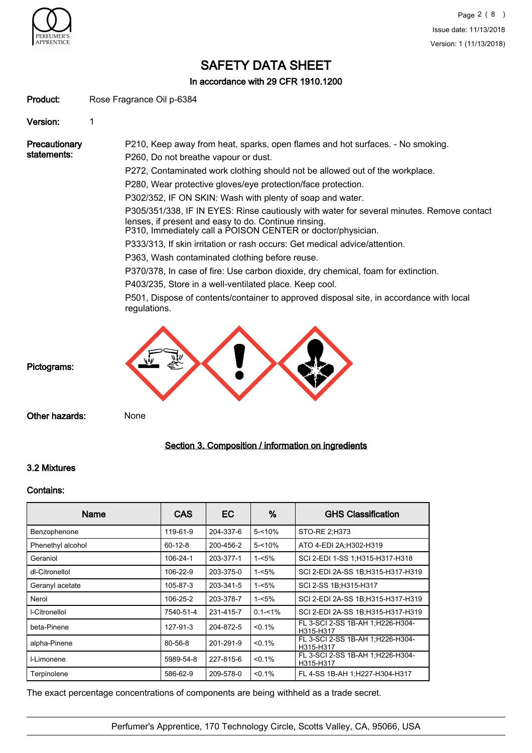# SAFETY DATA SHEET

**In accordance with 29 CFR 1910.1200**

**Product:** Rose Fragrance Oil p-6384

**Version:** 1

**Precautionary statements:**

P210, Keep away from heat, sparks, open flames and hot surfaces. - No smoking.

P260, Do not breathe vapour or dust.

P272, Contaminated work clothing should not be allowed out of the workplace.

P280, Wear protective gloves/eye protection/face protection.

P302/352, IF ON SKIN: Wash with plenty of soap and water.

P305/351/338, IF IN EYES: Rinse cautiously with water for several minutes. Remove contact lenses, if present and easy to do. Continue rinsing.
P310, Immediately call a POISON CENTER or doctor/physician.

P333/313, If skin irritation or rash occurs: Get medical advice/attention.

P363, Wash contaminated clothing before reuse.

P370/378, In case of fire: Use carbon dioxide, dry chemical, foam for extinction.

P403/235, Store in a well-ventilated place. Keep cool.

P501, Dispose of contents/container to approved disposal site, in accordance with local regulations.

**Pictograms:**

**Other hazards:** None

## Section 3. Composition / information on ingredients

### 3.2 Mixtures

**Contains:**

| Name | CAS | EC | % | GHS Classification |
|---|---|---|---|---|
| Benzophenone | 119-61-9 | 204-337-6 | 5-<10% | STO-RE 2;H373 |
| Phenethyl alcohol | 60-12-8 | 200-456-2 | 5-<10% | ATO 4-EDI 2A;H302-H319 |
| Geraniol | 106-24-1 | 203-377-1 | 1-<5% | SCI 2-EDI 1-SS 1;H315-H317-H318 |
| dl-Citronellol | 106-22-9 | 203-375-0 | 1-<5% | SCI 2-EDI 2A-SS 1B;H315-H317-H319 |
| Geranyl acetate | 105-87-3 | 203-341-5 | 1-<5% | SCI 2-SS 1B;H315-H317 |
| Nerol | 106-25-2 | 203-378-7 | 1-<5% | SCI 2-EDI 2A-SS 1B;H315-H317-H319 |
| l-Citronellol | 7540-51-4 | 231-415-7 | 0.1-<1% | SCI 2-EDI 2A-SS 1B;H315-H317-H319 |
| beta-Pinene | 127-91-3 | 204-872-5 | <0.1% | FL 3-SCI 2-SS 1B-AH 1;H226-H304-H315-H317 |
| alpha-Pinene | 80-56-8 | 201-291-9 | <0.1% | FL 3-SCI 2-SS 1B-AH 1;H226-H304-H315-H317 |
| l-Limonene | 5989-54-8 | 227-815-6 | <0.1% | FL 3-SCI 2-SS 1B-AH 1;H226-H304-H315-H317 |
| Terpinolene | 586-62-9 | 209-578-0 | <0.1% | FL 4-SS 1B-AH 1;H227-H304-H317 |

The exact percentage concentrations of components are being withheld as a trade secret.

Perfumer's Apprentice, 170 Technology Circle, Scotts Valley, CA, 95066, USA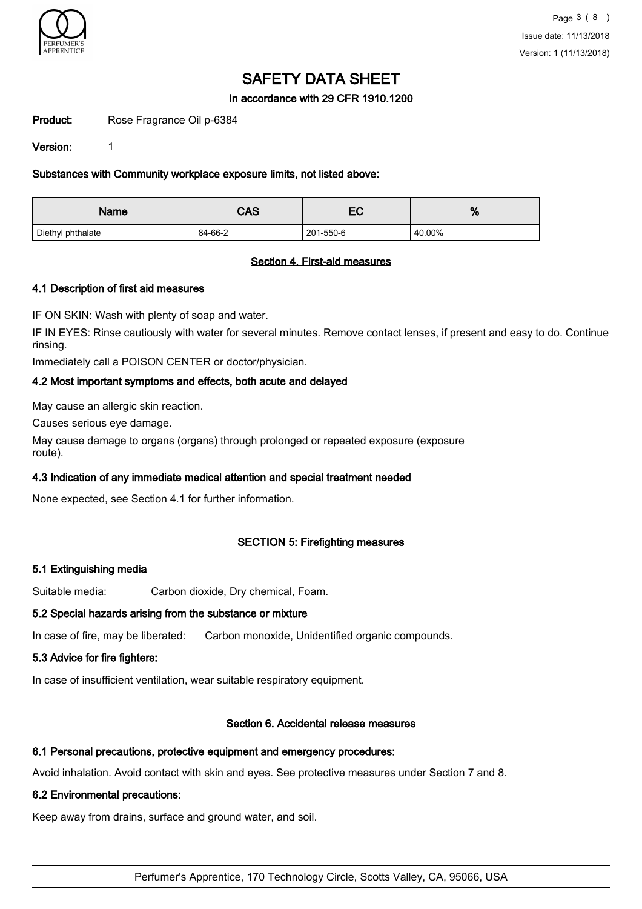# SAFETY DATA SHEET

In accordance with 29 CFR 1910.1200

**Product:** Rose Fragrance Oil p-6384

**Version:** 1

### Substances with Community workplace exposure limits, not listed above:

| Name | CAS | EC | % |
|---|---|---|---|
| Diethyl phthalate | 84-66-2 | 201-550-6 | 40.00% |

## Section 4. First-aid measures

### 4.1 Description of first aid measures

IF ON SKIN: Wash with plenty of soap and water.

IF IN EYES: Rinse cautiously with water for several minutes. Remove contact lenses, if present and easy to do. Continue rinsing.

Immediately call a POISON CENTER or doctor/physician.

### 4.2 Most important symptoms and effects, both acute and delayed

May cause an allergic skin reaction.

Causes serious eye damage.

May cause damage to organs (organs) through prolonged or repeated exposure (exposure route).

### 4.3 Indication of any immediate medical attention and special treatment needed

None expected, see Section 4.1 for further information.

## SECTION 5: Firefighting measures

### 5.1 Extinguishing media

Suitable media: Carbon dioxide, Dry chemical, Foam.

### 5.2 Special hazards arising from the substance or mixture

In case of fire, may be liberated: Carbon monoxide, Unidentified organic compounds.

### 5.3 Advice for fire fighters:

In case of insufficient ventilation, wear suitable respiratory equipment.

## Section 6. Accidental release measures

### 6.1 Personal precautions, protective equipment and emergency procedures:

Avoid inhalation. Avoid contact with skin and eyes. See protective measures under Section 7 and 8.

### 6.2 Environmental precautions:

Keep away from drains, surface and ground water, and soil.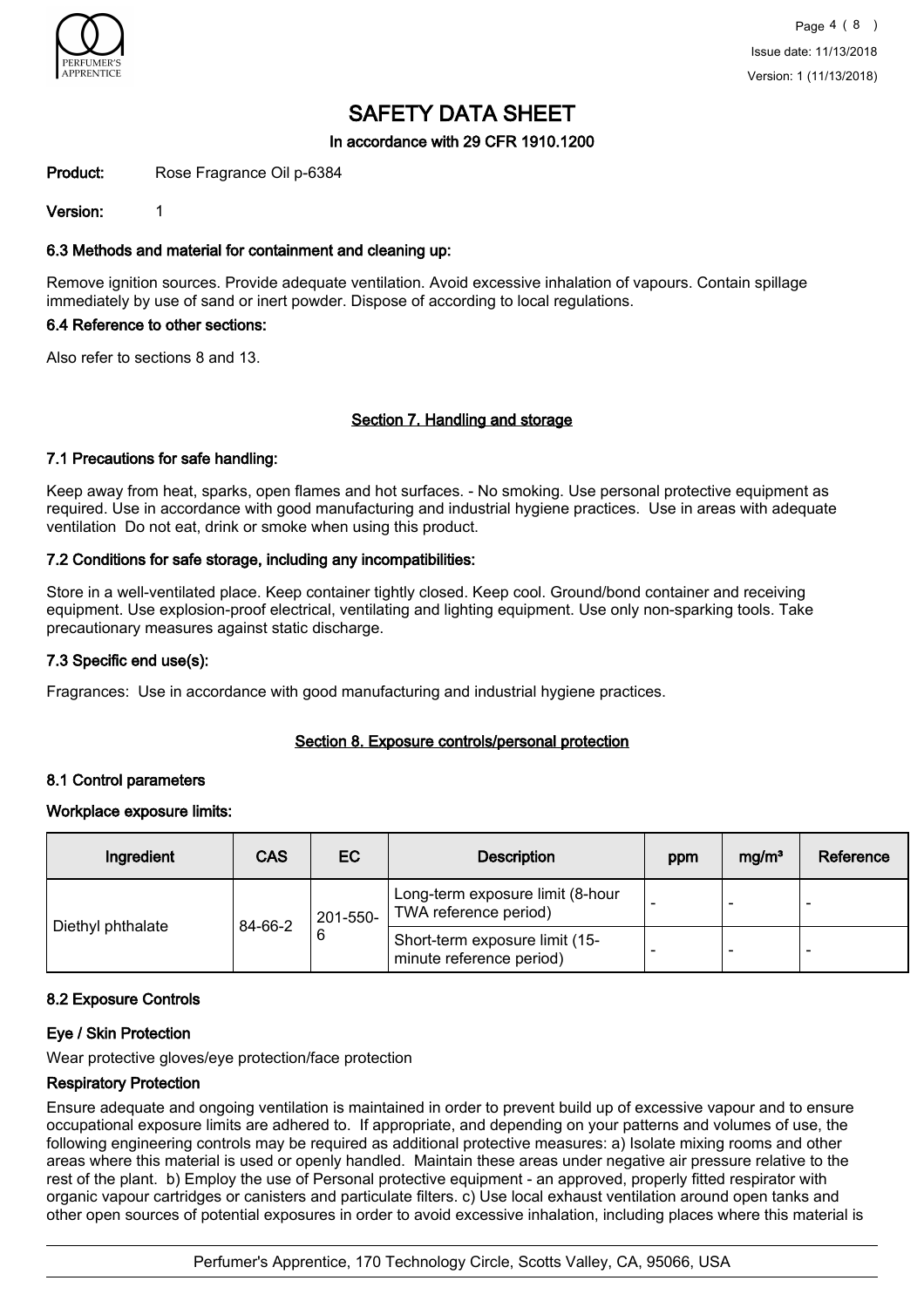# SAFETY DATA SHEET

**In accordance with 29 CFR 1910.1200**

**Product:** Rose Fragrance Oil p-6384

**Version:** 1

### 6.3 Methods and material for containment and cleaning up:

Remove ignition sources. Provide adequate ventilation. Avoid excessive inhalation of vapours. Contain spillage immediately by use of sand or inert powder. Dispose of according to local regulations.

### 6.4 Reference to other sections:

Also refer to sections 8 and 13.

## Section 7. Handling and storage

### 7.1 Precautions for safe handling:

Keep away from heat, sparks, open flames and hot surfaces. - No smoking. Use personal protective equipment as required. Use in accordance with good manufacturing and industrial hygiene practices. Use in areas with adequate ventilation Do not eat, drink or smoke when using this product.

### 7.2 Conditions for safe storage, including any incompatibilities:

Store in a well-ventilated place. Keep container tightly closed. Keep cool. Ground/bond container and receiving equipment. Use explosion-proof electrical, ventilating and lighting equipment. Use only non-sparking tools. Take precautionary measures against static discharge.

### 7.3 Specific end use(s):

Fragrances: Use in accordance with good manufacturing and industrial hygiene practices.

## Section 8. Exposure controls/personal protection

### 8.1 Control parameters

**Workplace exposure limits:**

| Ingredient | CAS | EC | Description | ppm | mg/m³ | Reference |
|---|---|---|---|---|---|---|
| Diethyl phthalate | 84-66-2 | 201-550-6 | Long-term exposure limit (8-hour TWA reference period) | - | - | - |
| | | | Short-term exposure limit (15-minute reference period) | - | - | - |

### 8.2 Exposure Controls

**Eye / Skin Protection**

Wear protective gloves/eye protection/face protection

**Respiratory Protection**

Ensure adequate and ongoing ventilation is maintained in order to prevent build up of excessive vapour and to ensure occupational exposure limits are adhered to. If appropriate, and depending on your patterns and volumes of use, the following engineering controls may be required as additional protective measures: a) Isolate mixing rooms and other areas where this material is used or openly handled. Maintain these areas under negative air pressure relative to the rest of the plant. b) Employ the use of Personal protective equipment - an approved, properly fitted respirator with organic vapour cartridges or canisters and particulate filters. c) Use local exhaust ventilation around open tanks and other open sources of potential exposures in order to avoid excessive inhalation, including places where this material is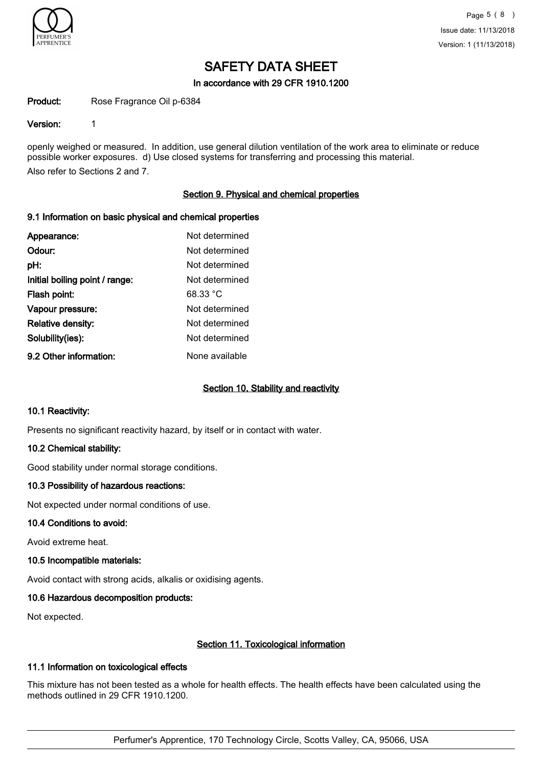openly weighed or measured. In addition, use general dilution ventilation of the work area to eliminate or reduce possible worker exposures. d) Use closed systems for transferring and processing this material.

Also refer to Sections 2 and 7.

## Section 9. Physical and chemical properties

### 9.1 Information on basic physical and chemical properties

| | |
|---|---|
| **Appearance:** | Not determined |
| **Odour:** | Not determined |
| **pH:** | Not determined |
| **Initial boiling point / range:** | Not determined |
| **Flash point:** | 68.33 °C |
| **Vapour pressure:** | Not determined |
| **Relative density:** | Not determined |
| **Solubility(ies):** | Not determined |
| **9.2 Other information:** | None available |

## Section 10. Stability and reactivity

### 10.1 Reactivity:

Presents no significant reactivity hazard, by itself or in contact with water.

### 10.2 Chemical stability:

Good stability under normal storage conditions.

### 10.3 Possibility of hazardous reactions:

Not expected under normal conditions of use.

### 10.4 Conditions to avoid:

Avoid extreme heat.

### 10.5 Incompatible materials:

Avoid contact with strong acids, alkalis or oxidising agents.

### 10.6 Hazardous decomposition products:

Not expected.

## Section 11. Toxicological information

### 11.1 Information on toxicological effects

This mixture has not been tested as a whole for health effects. The health effects have been calculated using the methods outlined in 29 CFR 1910.1200.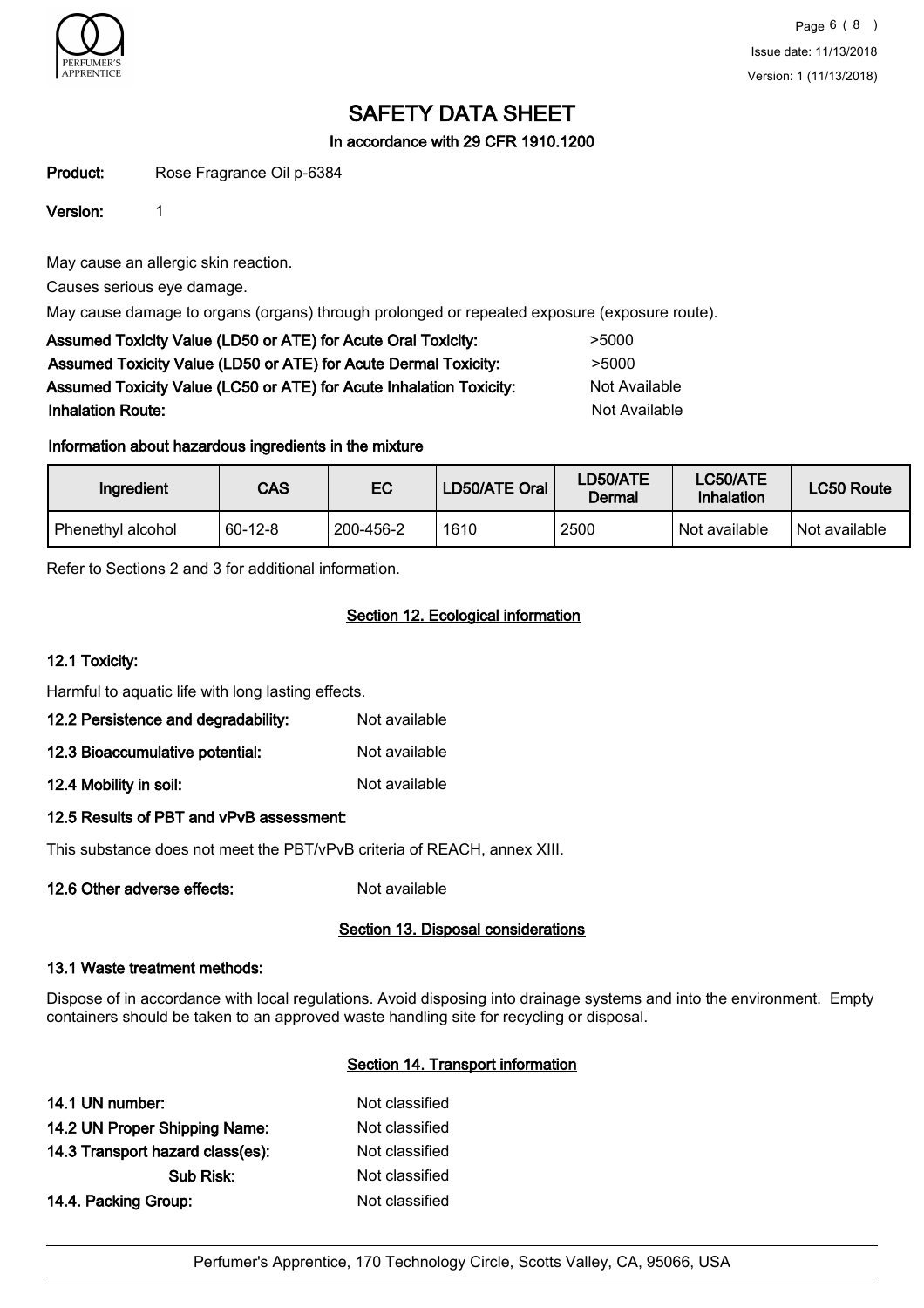# SAFETY DATA SHEET

**In accordance with 29 CFR 1910.1200**

**Product:** Rose Fragrance Oil p-6384

**Version:** 1

May cause an allergic skin reaction.

Causes serious eye damage.

May cause damage to organs (organs) through prolonged or repeated exposure (exposure route).

| | |
|---|---|
| **Assumed Toxicity Value (LD50 or ATE) for Acute Oral Toxicity:** | >5000 |
| **Assumed Toxicity Value (LD50 or ATE) for Acute Dermal Toxicity:** | >5000 |
| **Assumed Toxicity Value (LC50 or ATE) for Acute Inhalation Toxicity:** | Not Available |
| **Inhalation Route:** | Not Available |

**Information about hazardous ingredients in the mixture**

| Ingredient | CAS | EC | LD50/ATE Oral | LD50/ATE Dermal | LC50/ATE Inhalation | LC50 Route |
|---|---|---|---|---|---|---|
| Phenethyl alcohol | 60-12-8 | 200-456-2 | 1610 | 2500 | Not available | Not available |

Refer to Sections 2 and 3 for additional information.

## Section 12. Ecological information

**12.1 Toxicity:**

Harmful to aquatic life with long lasting effects.

**12.2 Persistence and degradability:** Not available

**12.3 Bioaccumulative potential:** Not available

**12.4 Mobility in soil:** Not available

**12.5 Results of PBT and vPvB assessment:**

This substance does not meet the PBT/vPvB criteria of REACH, annex XIII.

**12.6 Other adverse effects:** Not available

## Section 13. Disposal considerations

**13.1 Waste treatment methods:**

Dispose of in accordance with local regulations. Avoid disposing into drainage systems and into the environment. Empty containers should be taken to an approved waste handling site for recycling or disposal.

## Section 14. Transport information

| | |
|---|---|
| **14.1 UN number:** | Not classified |
| **14.2 UN Proper Shipping Name:** | Not classified |
| **14.3 Transport hazard class(es):** | Not classified |
| **Sub Risk:** | Not classified |
| **14.4. Packing Group:** | Not classified |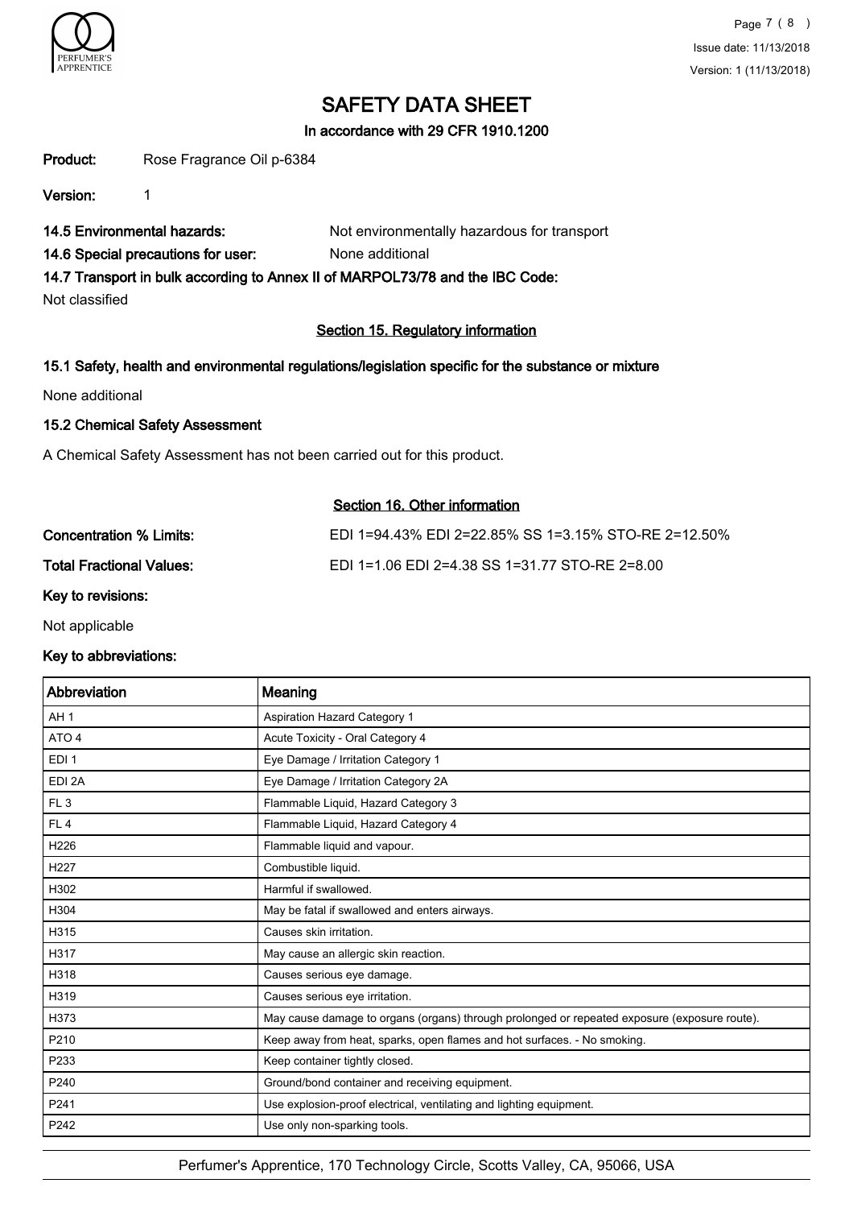# SAFETY DATA SHEET

**In accordance with 29 CFR 1910.1200**

**Product:** Rose Fragrance Oil p-6384

**Version:** 1

**14.5 Environmental hazards:** Not environmentally hazardous for transport

**14.6 Special precautions for user:** None additional

**14.7 Transport in bulk according to Annex II of MARPOL73/78 and the IBC Code:**

Not classified

## Section 15. Regulatory information

### 15.1 Safety, health and environmental regulations/legislation specific for the substance or mixture

None additional

### 15.2 Chemical Safety Assessment

A Chemical Safety Assessment has not been carried out for this product.

## Section 16. Other information

**Concentration % Limits:** EDI 1=94.43% EDI 2=22.85% SS 1=3.15% STO-RE 2=12.50%

**Total Fractional Values:** EDI 1=1.06 EDI 2=4.38 SS 1=31.77 STO-RE 2=8.00

**Key to revisions:**

Not applicable

**Key to abbreviations:**

| Abbreviation | Meaning |
|---|---|
| AH 1 | Aspiration Hazard Category 1 |
| ATO 4 | Acute Toxicity - Oral Category 4 |
| EDI 1 | Eye Damage / Irritation Category 1 |
| EDI 2A | Eye Damage / Irritation Category 2A |
| FL 3 | Flammable Liquid, Hazard Category 3 |
| FL 4 | Flammable Liquid, Hazard Category 4 |
| H226 | Flammable liquid and vapour. |
| H227 | Combustible liquid. |
| H302 | Harmful if swallowed. |
| H304 | May be fatal if swallowed and enters airways. |
| H315 | Causes skin irritation. |
| H317 | May cause an allergic skin reaction. |
| H318 | Causes serious eye damage. |
| H319 | Causes serious eye irritation. |
| H373 | May cause damage to organs (organs) through prolonged or repeated exposure (exposure route). |
| P210 | Keep away from heat, sparks, open flames and hot surfaces. - No smoking. |
| P233 | Keep container tightly closed. |
| P240 | Ground/bond container and receiving equipment. |
| P241 | Use explosion-proof electrical, ventilating and lighting equipment. |
| P242 | Use only non-sparking tools. |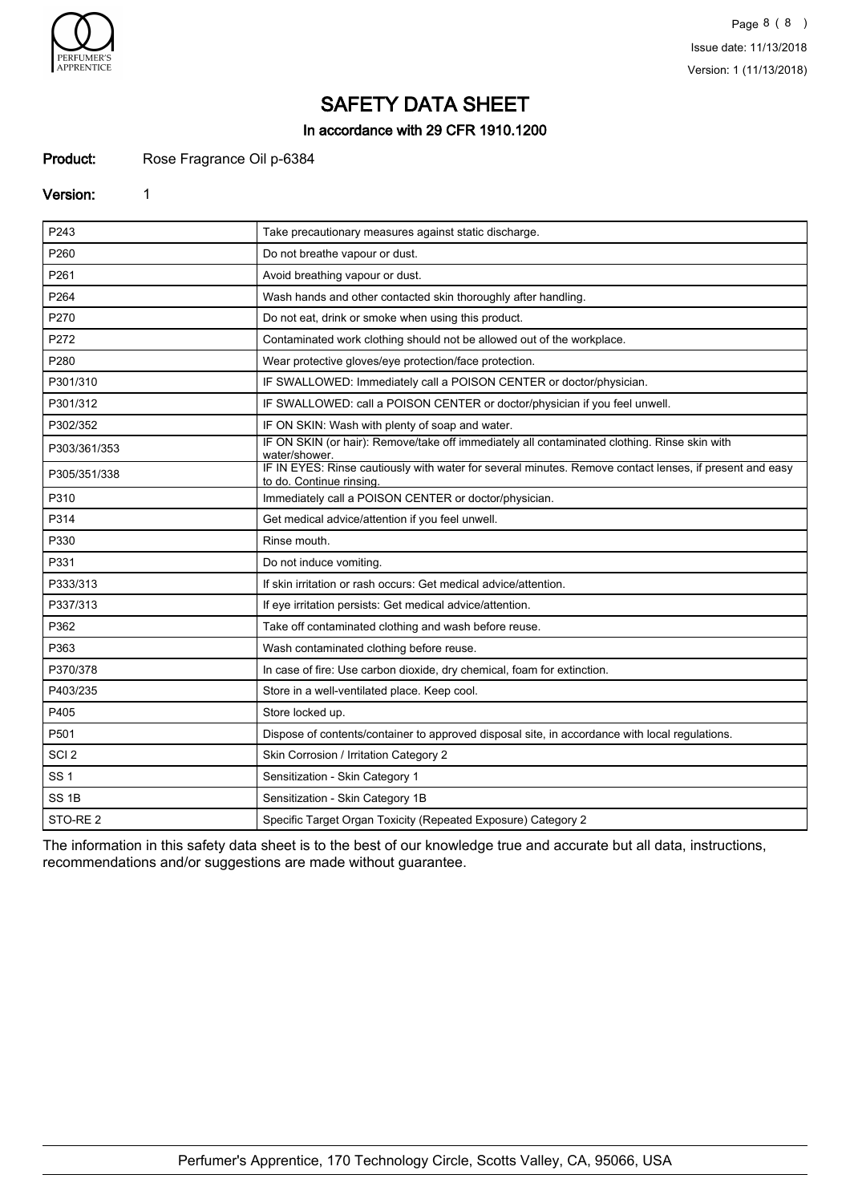# SAFETY DATA SHEET

## In accordance with 29 CFR 1910.1200

**Product:** Rose Fragrance Oil p-6384

**Version:** 1

| | |
|---|---|
| P243 | Take precautionary measures against static discharge. |
| P260 | Do not breathe vapour or dust. |
| P261 | Avoid breathing vapour or dust. |
| P264 | Wash hands and other contacted skin thoroughly after handling. |
| P270 | Do not eat, drink or smoke when using this product. |
| P272 | Contaminated work clothing should not be allowed out of the workplace. |
| P280 | Wear protective gloves/eye protection/face protection. |
| P301/310 | IF SWALLOWED: Immediately call a POISON CENTER or doctor/physician. |
| P301/312 | IF SWALLOWED: call a POISON CENTER or doctor/physician if you feel unwell. |
| P302/352 | IF ON SKIN: Wash with plenty of soap and water. |
| P303/361/353 | IF ON SKIN (or hair): Remove/take off immediately all contaminated clothing. Rinse skin with water/shower. |
| P305/351/338 | IF IN EYES: Rinse cautiously with water for several minutes. Remove contact lenses, if present and easy to do. Continue rinsing. |
| P310 | Immediately call a POISON CENTER or doctor/physician. |
| P314 | Get medical advice/attention if you feel unwell. |
| P330 | Rinse mouth. |
| P331 | Do not induce vomiting. |
| P333/313 | If skin irritation or rash occurs: Get medical advice/attention. |
| P337/313 | If eye irritation persists: Get medical advice/attention. |
| P362 | Take off contaminated clothing and wash before reuse. |
| P363 | Wash contaminated clothing before reuse. |
| P370/378 | In case of fire: Use carbon dioxide, dry chemical, foam for extinction. |
| P403/235 | Store in a well-ventilated place. Keep cool. |
| P405 | Store locked up. |
| P501 | Dispose of contents/container to approved disposal site, in accordance with local regulations. |
| SCI 2 | Skin Corrosion / Irritation Category 2 |
| SS 1 | Sensitization - Skin Category 1 |
| SS 1B | Sensitization - Skin Category 1B |
| STO-RE 2 | Specific Target Organ Toxicity (Repeated Exposure) Category 2 |

The information in this safety data sheet is to the best of our knowledge true and accurate but all data, instructions, recommendations and/or suggestions are made without guarantee.